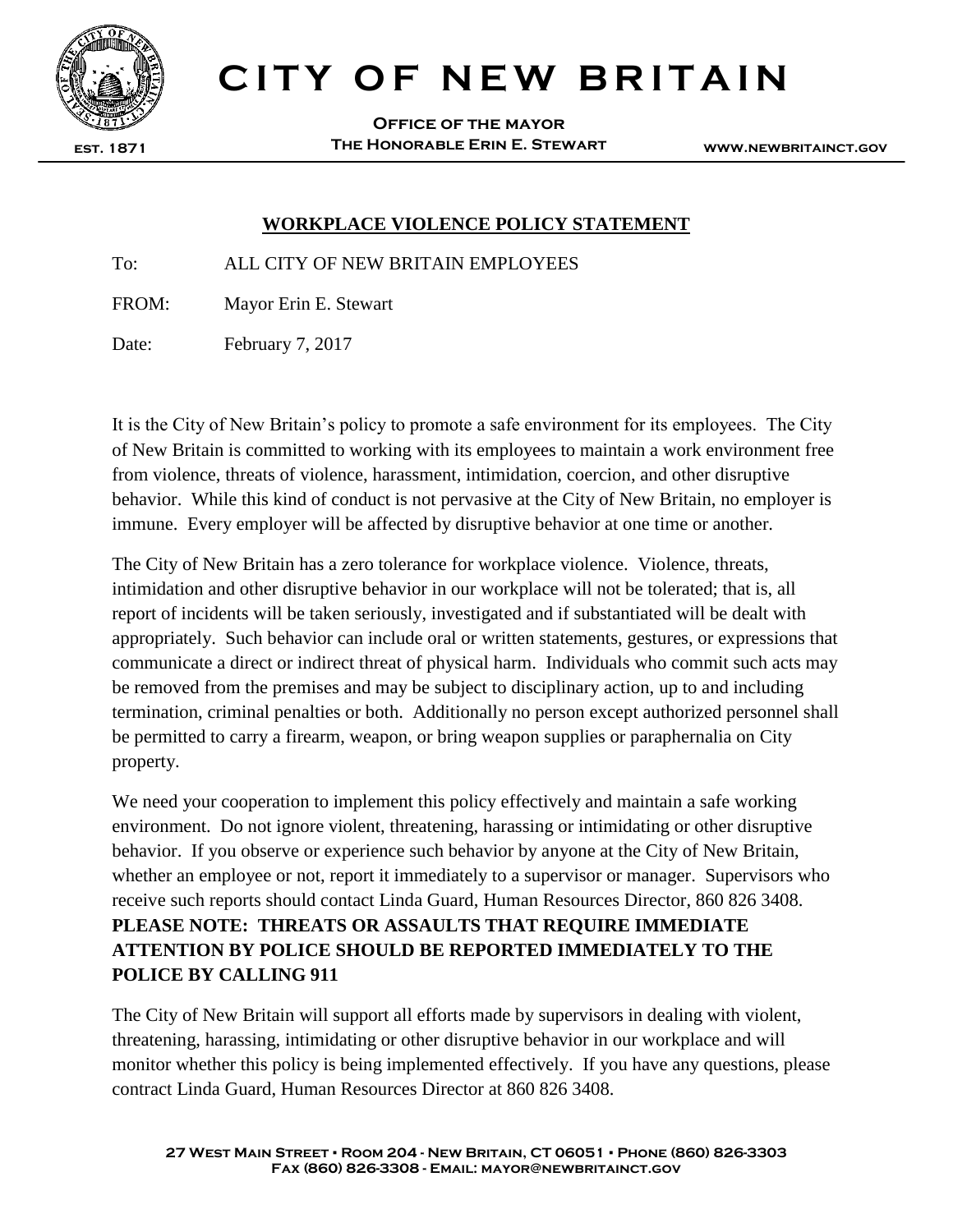# CITY OF NEW BRITAIN

**Office of the mayor**
**The Honorable Erin E. Stewart**

EST. 1871 www.newbritainct.gov

## WORKPLACE VIOLENCE POLICY STATEMENT

To: ALL CITY OF NEW BRITAIN EMPLOYEES

FROM: Mayor Erin E. Stewart

Date: February 7, 2017

It is the City of New Britain's policy to promote a safe environment for its employees. The City of New Britain is committed to working with its employees to maintain a work environment free from violence, threats of violence, harassment, intimidation, coercion, and other disruptive behavior. While this kind of conduct is not pervasive at the City of New Britain, no employer is immune. Every employer will be affected by disruptive behavior at one time or another.

The City of New Britain has a zero tolerance for workplace violence. Violence, threats, intimidation and other disruptive behavior in our workplace will not be tolerated; that is, all report of incidents will be taken seriously, investigated and if substantiated will be dealt with appropriately. Such behavior can include oral or written statements, gestures, or expressions that communicate a direct or indirect threat of physical harm. Individuals who commit such acts may be removed from the premises and may be subject to disciplinary action, up to and including termination, criminal penalties or both. Additionally no person except authorized personnel shall be permitted to carry a firearm, weapon, or bring weapon supplies or paraphernalia on City property.

We need your cooperation to implement this policy effectively and maintain a safe working environment. Do not ignore violent, threatening, harassing or intimidating or other disruptive behavior. If you observe or experience such behavior by anyone at the City of New Britain, whether an employee or not, report it immediately to a supervisor or manager. Supervisors who receive such reports should contact Linda Guard, Human Resources Director, 860 826 3408.
**PLEASE NOTE: THREATS OR ASSAULTS THAT REQUIRE IMMEDIATE ATTENTION BY POLICE SHOULD BE REPORTED IMMEDIATELY TO THE POLICE BY CALLING 911**

The City of New Britain will support all efforts made by supervisors in dealing with violent, threatening, harassing, intimidating or other disruptive behavior in our workplace and will monitor whether this policy is being implemented effectively. If you have any questions, please contract Linda Guard, Human Resources Director at 860 826 3408.

27 West Main Street • Room 204 - New Britain, CT 06051 • Phone (860) 826-3303
Fax (860) 826-3308 - Email: mayor@newbritainct.gov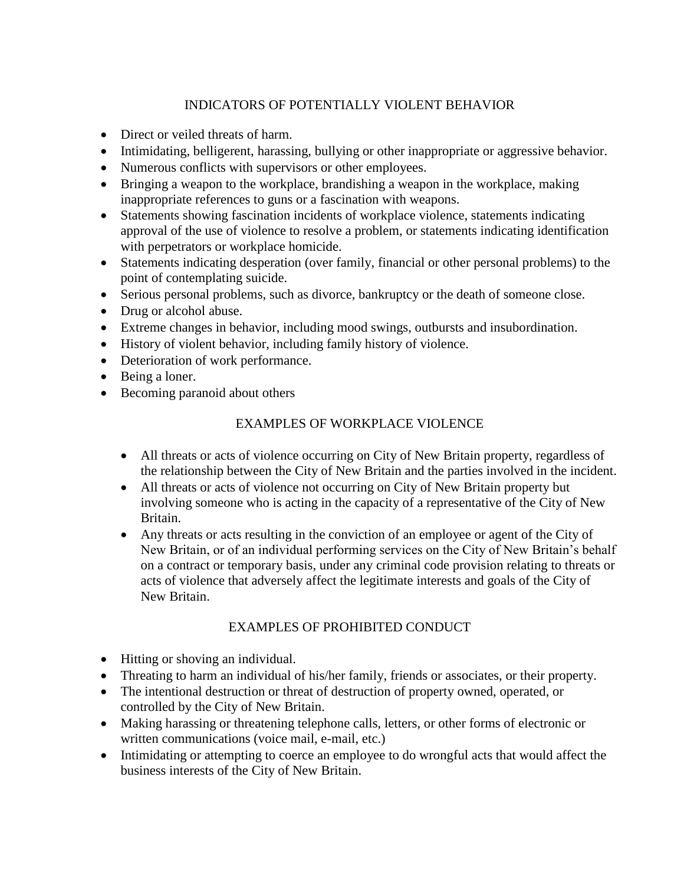## INDICATORS OF POTENTIALLY VIOLENT BEHAVIOR

- Direct or veiled threats of harm.
- Intimidating, belligerent, harassing, bullying or other inappropriate or aggressive behavior.
- Numerous conflicts with supervisors or other employees.
- Bringing a weapon to the workplace, brandishing a weapon in the workplace, making inappropriate references to guns or a fascination with weapons.
- Statements showing fascination incidents of workplace violence, statements indicating approval of the use of violence to resolve a problem, or statements indicating identification with perpetrators or workplace homicide.
- Statements indicating desperation (over family, financial or other personal problems) to the point of contemplating suicide.
- Serious personal problems, such as divorce, bankruptcy or the death of someone close.
- Drug or alcohol abuse.
- Extreme changes in behavior, including mood swings, outbursts and insubordination.
- History of violent behavior, including family history of violence.
- Deterioration of work performance.
- Being a loner.
- Becoming paranoid about others

## EXAMPLES OF WORKPLACE VIOLENCE

- All threats or acts of violence occurring on City of New Britain property, regardless of the relationship between the City of New Britain and the parties involved in the incident.
- All threats or acts of violence not occurring on City of New Britain property but involving someone who is acting in the capacity of a representative of the City of New Britain.
- Any threats or acts resulting in the conviction of an employee or agent of the City of New Britain, or of an individual performing services on the City of New Britain's behalf on a contract or temporary basis, under any criminal code provision relating to threats or acts of violence that adversely affect the legitimate interests and goals of the City of New Britain.

## EXAMPLES OF PROHIBITED CONDUCT

- Hitting or shoving an individual.
- Threating to harm an individual of his/her family, friends or associates, or their property.
- The intentional destruction or threat of destruction of property owned, operated, or controlled by the City of New Britain.
- Making harassing or threatening telephone calls, letters, or other forms of electronic or written communications (voice mail, e-mail, etc.)
- Intimidating or attempting to coerce an employee to do wrongful acts that would affect the business interests of the City of New Britain.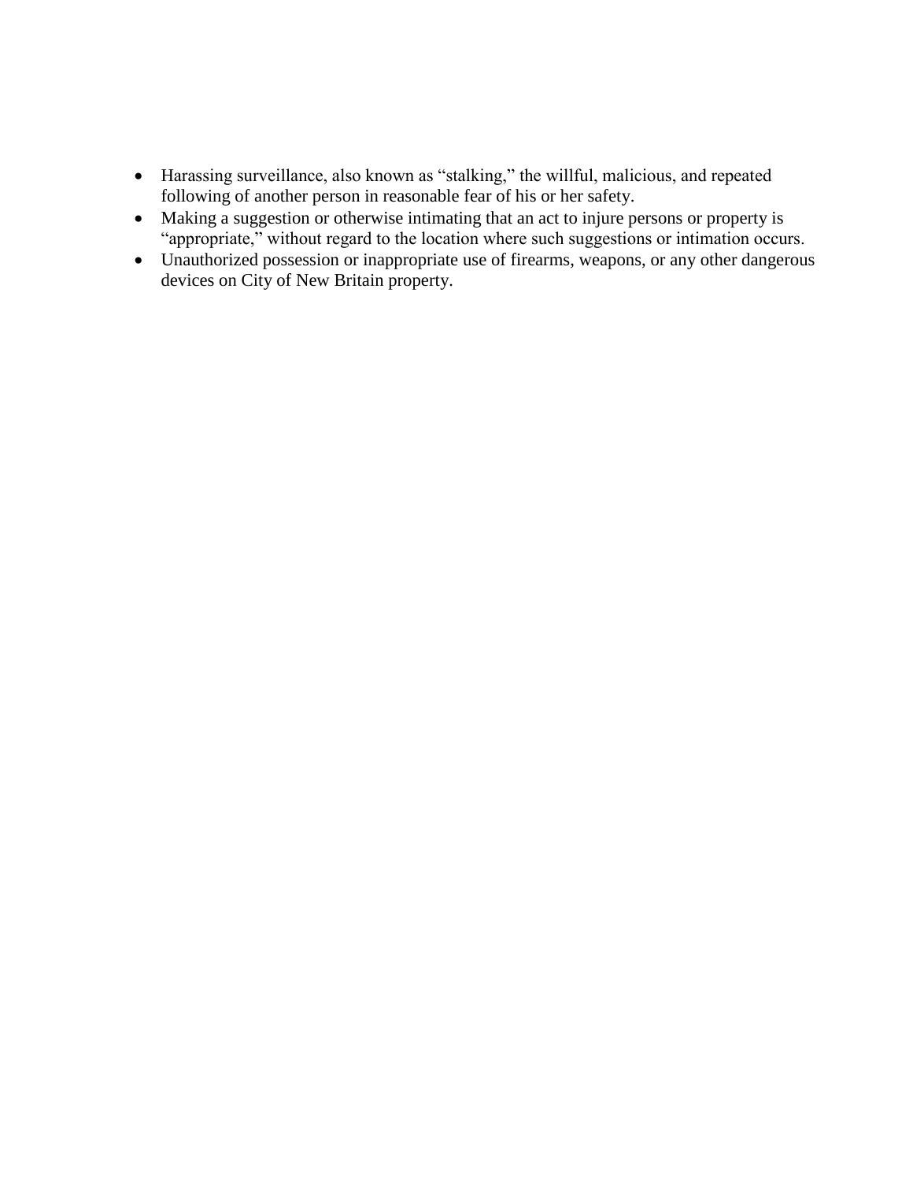- Harassing surveillance, also known as “stalking,” the willful, malicious, and repeated following of another person in reasonable fear of his or her safety.
- Making a suggestion or otherwise intimating that an act to injure persons or property is “appropriate,” without regard to the location where such suggestions or intimation occurs.
- Unauthorized possession or inappropriate use of firearms, weapons, or any other dangerous devices on City of New Britain property.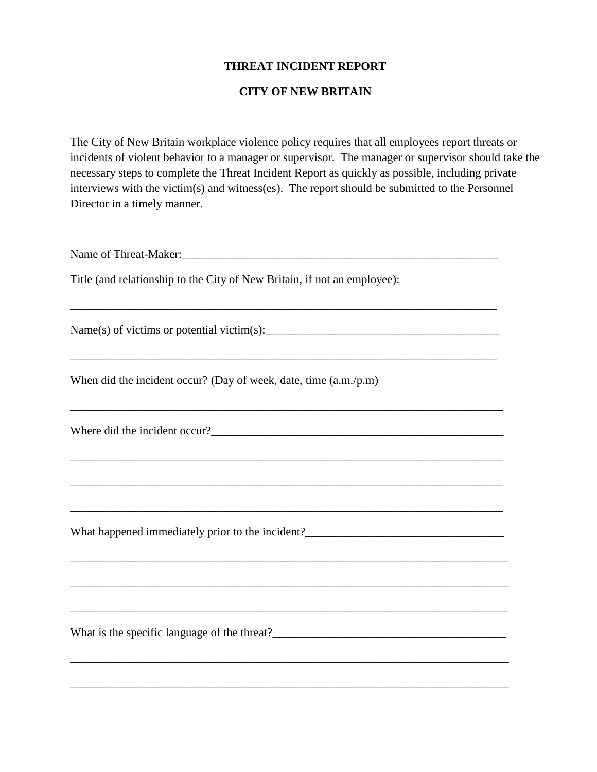**THREAT INCIDENT REPORT**

**CITY OF NEW BRITAIN**

The City of New Britain workplace violence policy requires that all employees report threats or incidents of violent behavior to a manager or supervisor. The manager or supervisor should take the necessary steps to complete the Threat Incident Report as quickly as possible, including private interviews with the victim(s) and witness(es). The report should be submitted to the Personnel Director in a timely manner.

Name of Threat-Maker:\_\_\_\_\_\_\_\_\_\_\_\_\_\_\_\_\_\_\_\_\_\_\_\_\_\_\_\_\_\_\_\_\_\_\_\_\_\_\_\_\_\_\_\_\_\_\_\_\_\_\_\_\_\_

Title (and relationship to the City of New Britain, if not an employee):

\_\_\_\_\_\_\_\_\_\_\_\_\_\_\_\_\_\_\_\_\_\_\_\_\_\_\_\_\_\_\_\_\_\_\_\_\_\_\_\_\_\_\_\_\_\_\_\_\_\_\_\_\_\_\_\_\_\_\_\_\_\_\_\_\_\_\_\_\_\_\_\_\_\_

Name(s) of victims or potential victim(s):\_\_\_\_\_\_\_\_\_\_\_\_\_\_\_\_\_\_\_\_\_\_\_\_\_\_\_\_\_\_\_\_\_\_\_\_\_\_\_\_

\_\_\_\_\_\_\_\_\_\_\_\_\_\_\_\_\_\_\_\_\_\_\_\_\_\_\_\_\_\_\_\_\_\_\_\_\_\_\_\_\_\_\_\_\_\_\_\_\_\_\_\_\_\_\_\_\_\_\_\_\_\_\_\_\_\_\_\_\_\_\_\_\_\_

When did the incident occur? (Day of week, date, time (a.m./p.m)

\_\_\_\_\_\_\_\_\_\_\_\_\_\_\_\_\_\_\_\_\_\_\_\_\_\_\_\_\_\_\_\_\_\_\_\_\_\_\_\_\_\_\_\_\_\_\_\_\_\_\_\_\_\_\_\_\_\_\_\_\_\_\_\_\_\_\_\_\_\_\_\_\_\_

Where did the incident occur?\_\_\_\_\_\_\_\_\_\_\_\_\_\_\_\_\_\_\_\_\_\_\_\_\_\_\_\_\_\_\_\_\_\_\_\_\_\_\_\_\_\_\_\_\_\_\_\_\_\_

\_\_\_\_\_\_\_\_\_\_\_\_\_\_\_\_\_\_\_\_\_\_\_\_\_\_\_\_\_\_\_\_\_\_\_\_\_\_\_\_\_\_\_\_\_\_\_\_\_\_\_\_\_\_\_\_\_\_\_\_\_\_\_\_\_\_\_\_\_\_\_\_\_\_

\_\_\_\_\_\_\_\_\_\_\_\_\_\_\_\_\_\_\_\_\_\_\_\_\_\_\_\_\_\_\_\_\_\_\_\_\_\_\_\_\_\_\_\_\_\_\_\_\_\_\_\_\_\_\_\_\_\_\_\_\_\_\_\_\_\_\_\_\_\_\_\_\_\_

\_\_\_\_\_\_\_\_\_\_\_\_\_\_\_\_\_\_\_\_\_\_\_\_\_\_\_\_\_\_\_\_\_\_\_\_\_\_\_\_\_\_\_\_\_\_\_\_\_\_\_\_\_\_\_\_\_\_\_\_\_\_\_\_\_\_\_\_\_\_\_\_\_\_

What happened immediately prior to the incident?\_\_\_\_\_\_\_\_\_\_\_\_\_\_\_\_\_\_\_\_\_\_\_\_\_\_\_\_\_\_\_\_\_\_\_

\_\_\_\_\_\_\_\_\_\_\_\_\_\_\_\_\_\_\_\_\_\_\_\_\_\_\_\_\_\_\_\_\_\_\_\_\_\_\_\_\_\_\_\_\_\_\_\_\_\_\_\_\_\_\_\_\_\_\_\_\_\_\_\_\_\_\_\_\_\_\_\_\_\_

\_\_\_\_\_\_\_\_\_\_\_\_\_\_\_\_\_\_\_\_\_\_\_\_\_\_\_\_\_\_\_\_\_\_\_\_\_\_\_\_\_\_\_\_\_\_\_\_\_\_\_\_\_\_\_\_\_\_\_\_\_\_\_\_\_\_\_\_\_\_\_\_\_\_

\_\_\_\_\_\_\_\_\_\_\_\_\_\_\_\_\_\_\_\_\_\_\_\_\_\_\_\_\_\_\_\_\_\_\_\_\_\_\_\_\_\_\_\_\_\_\_\_\_\_\_\_\_\_\_\_\_\_\_\_\_\_\_\_\_\_\_\_\_\_\_\_\_\_

What is the specific language of the threat?\_\_\_\_\_\_\_\_\_\_\_\_\_\_\_\_\_\_\_\_\_\_\_\_\_\_\_\_\_\_\_\_\_\_\_\_\_\_\_\_

\_\_\_\_\_\_\_\_\_\_\_\_\_\_\_\_\_\_\_\_\_\_\_\_\_\_\_\_\_\_\_\_\_\_\_\_\_\_\_\_\_\_\_\_\_\_\_\_\_\_\_\_\_\_\_\_\_\_\_\_\_\_\_\_\_\_\_\_\_\_\_\_\_\_

\_\_\_\_\_\_\_\_\_\_\_\_\_\_\_\_\_\_\_\_\_\_\_\_\_\_\_\_\_\_\_\_\_\_\_\_\_\_\_\_\_\_\_\_\_\_\_\_\_\_\_\_\_\_\_\_\_\_\_\_\_\_\_\_\_\_\_\_\_\_\_\_\_\_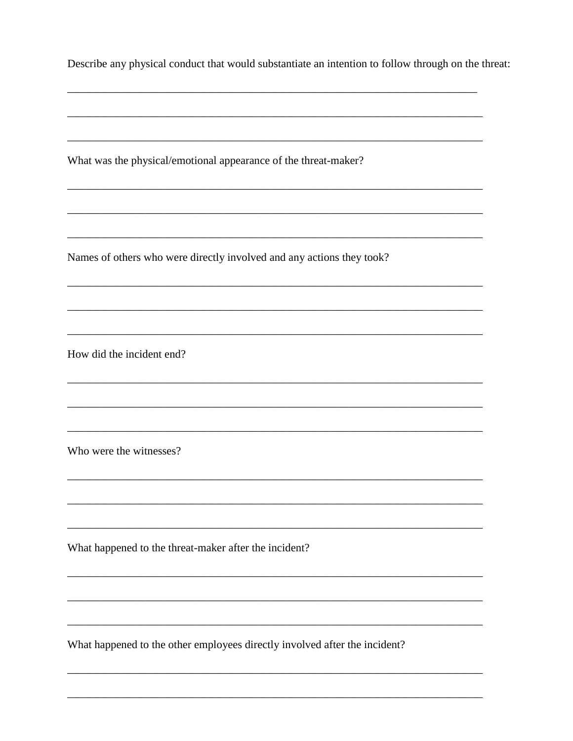Describe any physical conduct that would substantiate an intention to follow through on the threat:

___________________________________________________________________________

___________________________________________________________________________

___________________________________________________________________________

What was the physical/emotional appearance of the threat-maker?

___________________________________________________________________________

___________________________________________________________________________

___________________________________________________________________________

Names of others who were directly involved and any actions they took?

___________________________________________________________________________

___________________________________________________________________________

___________________________________________________________________________

How did the incident end?

___________________________________________________________________________

___________________________________________________________________________

___________________________________________________________________________

Who were the witnesses?

___________________________________________________________________________

___________________________________________________________________________

___________________________________________________________________________

What happened to the threat-maker after the incident?

___________________________________________________________________________

___________________________________________________________________________

___________________________________________________________________________

What happened to the other employees directly involved after the incident?

___________________________________________________________________________

___________________________________________________________________________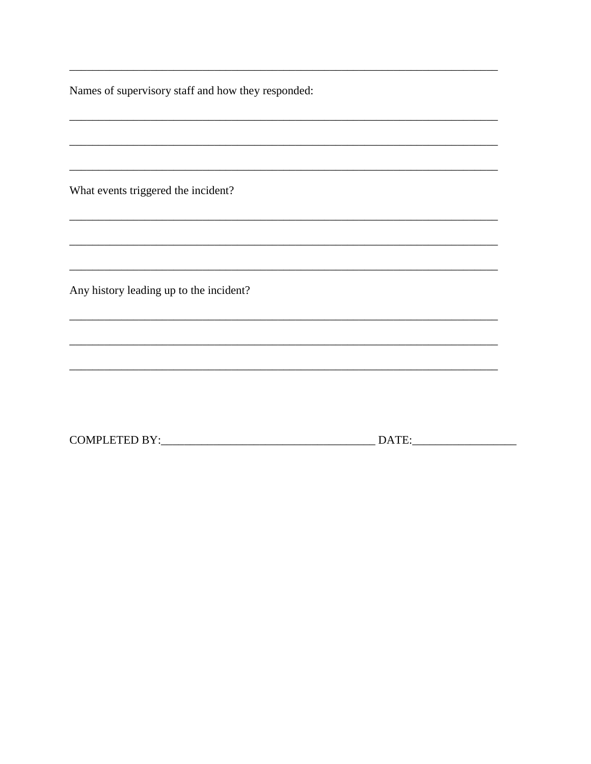\_\_\_\_\_\_\_\_\_\_\_\_\_\_\_\_\_\_\_\_\_\_\_\_\_\_\_\_\_\_\_\_\_\_\_\_\_\_\_\_\_\_\_\_\_\_\_\_\_\_\_\_\_\_\_\_\_\_\_\_\_\_\_\_\_\_\_\_\_\_\_\_\_\_\_\_

Names of supervisory staff and how they responded:

\_\_\_\_\_\_\_\_\_\_\_\_\_\_\_\_\_\_\_\_\_\_\_\_\_\_\_\_\_\_\_\_\_\_\_\_\_\_\_\_\_\_\_\_\_\_\_\_\_\_\_\_\_\_\_\_\_\_\_\_\_\_\_\_\_\_\_\_\_\_\_\_\_\_\_\_

\_\_\_\_\_\_\_\_\_\_\_\_\_\_\_\_\_\_\_\_\_\_\_\_\_\_\_\_\_\_\_\_\_\_\_\_\_\_\_\_\_\_\_\_\_\_\_\_\_\_\_\_\_\_\_\_\_\_\_\_\_\_\_\_\_\_\_\_\_\_\_\_\_\_\_\_

\_\_\_\_\_\_\_\_\_\_\_\_\_\_\_\_\_\_\_\_\_\_\_\_\_\_\_\_\_\_\_\_\_\_\_\_\_\_\_\_\_\_\_\_\_\_\_\_\_\_\_\_\_\_\_\_\_\_\_\_\_\_\_\_\_\_\_\_\_\_\_\_\_\_\_\_

What events triggered the incident?

\_\_\_\_\_\_\_\_\_\_\_\_\_\_\_\_\_\_\_\_\_\_\_\_\_\_\_\_\_\_\_\_\_\_\_\_\_\_\_\_\_\_\_\_\_\_\_\_\_\_\_\_\_\_\_\_\_\_\_\_\_\_\_\_\_\_\_\_\_\_\_\_\_\_\_\_

\_\_\_\_\_\_\_\_\_\_\_\_\_\_\_\_\_\_\_\_\_\_\_\_\_\_\_\_\_\_\_\_\_\_\_\_\_\_\_\_\_\_\_\_\_\_\_\_\_\_\_\_\_\_\_\_\_\_\_\_\_\_\_\_\_\_\_\_\_\_\_\_\_\_\_\_

\_\_\_\_\_\_\_\_\_\_\_\_\_\_\_\_\_\_\_\_\_\_\_\_\_\_\_\_\_\_\_\_\_\_\_\_\_\_\_\_\_\_\_\_\_\_\_\_\_\_\_\_\_\_\_\_\_\_\_\_\_\_\_\_\_\_\_\_\_\_\_\_\_\_\_\_

Any history leading up to the incident?

\_\_\_\_\_\_\_\_\_\_\_\_\_\_\_\_\_\_\_\_\_\_\_\_\_\_\_\_\_\_\_\_\_\_\_\_\_\_\_\_\_\_\_\_\_\_\_\_\_\_\_\_\_\_\_\_\_\_\_\_\_\_\_\_\_\_\_\_\_\_\_\_\_\_\_\_

\_\_\_\_\_\_\_\_\_\_\_\_\_\_\_\_\_\_\_\_\_\_\_\_\_\_\_\_\_\_\_\_\_\_\_\_\_\_\_\_\_\_\_\_\_\_\_\_\_\_\_\_\_\_\_\_\_\_\_\_\_\_\_\_\_\_\_\_\_\_\_\_\_\_\_\_

\_\_\_\_\_\_\_\_\_\_\_\_\_\_\_\_\_\_\_\_\_\_\_\_\_\_\_\_\_\_\_\_\_\_\_\_\_\_\_\_\_\_\_\_\_\_\_\_\_\_\_\_\_\_\_\_\_\_\_\_\_\_\_\_\_\_\_\_\_\_\_\_\_\_\_\_

COMPLETED BY:\_\_\_\_\_\_\_\_\_\_\_\_\_\_\_\_\_\_\_\_\_\_\_\_\_\_\_\_\_\_\_\_\_\_\_\_\_\_ DATE:\_\_\_\_\_\_\_\_\_\_\_\_\_\_\_\_\_\_